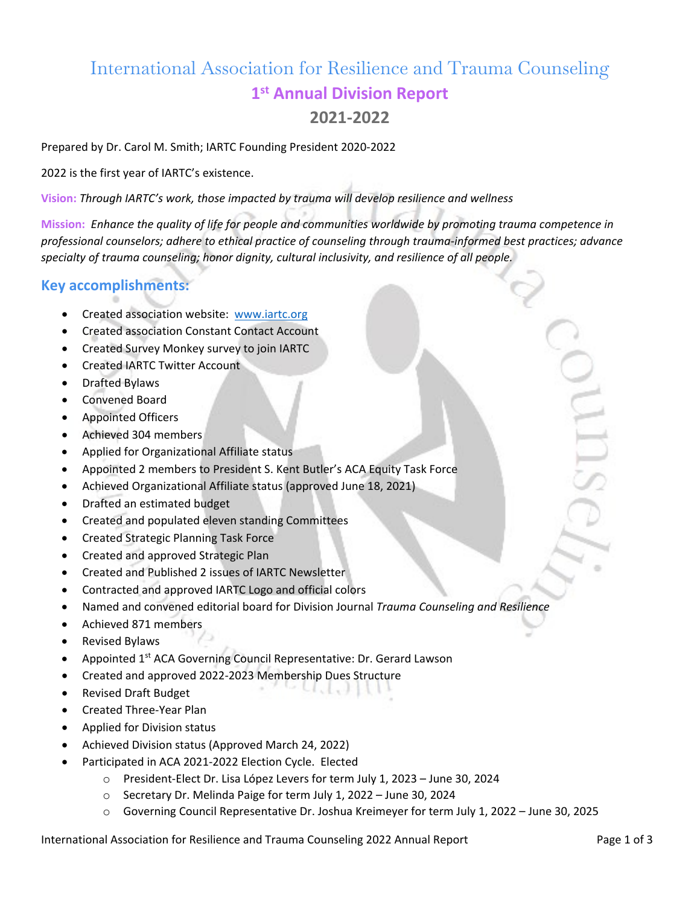# International Association for Resilience and Trauma Counseling

## 1st Annual Division Report

## 2021-2022

Prepared by Dr. Carol M. Smith; IARTC Founding President 2020-2022

2022 is the first year of IARTC's existence.

**Vision:** *Through IARTC's work, those impacted by trauma will develop resilience and wellness*

**Mission:** *Enhance the quality of life for people and communities worldwide by promoting trauma competence in professional counselors; adhere to ethical practice of counseling through trauma-informed best practices; advance specialty of trauma counseling; honor dignity, cultural inclusivity, and resilience of all people.*

## Key accomplishments:

- Created association website: www.iartc.org
- Created association Constant Contact Account
- Created Survey Monkey survey to join IARTC
- Created IARTC Twitter Account
- Drafted Bylaws
- Convened Board
- Appointed Officers
- Achieved 304 members
- Applied for Organizational Affiliate status
- Appointed 2 members to President S. Kent Butler's ACA Equity Task Force
- Achieved Organizational Affiliate status (approved June 18, 2021)
- Drafted an estimated budget
- Created and populated eleven standing Committees
- Created Strategic Planning Task Force
- Created and approved Strategic Plan
- Created and Published 2 issues of IARTC Newsletter
- Contracted and approved IARTC Logo and official colors
- Named and convened editorial board for Division Journal *Trauma Counseling and Resilience*
- Achieved 871 members
- Revised Bylaws
- Appointed 1st ACA Governing Council Representative: Dr. Gerard Lawson
- Created and approved 2022-2023 Membership Dues Structure
- Revised Draft Budget
- Created Three-Year Plan
- Applied for Division status
- Achieved Division status (Approved March 24, 2022)
- Participated in ACA 2021-2022 Election Cycle. Elected
  - President-Elect Dr. Lisa López Levers for term July 1, 2023 – June 30, 2024
  - Secretary Dr. Melinda Paige for term July 1, 2022 – June 30, 2024
  - Governing Council Representative Dr. Joshua Kreimeyer for term July 1, 2022 – June 30, 2025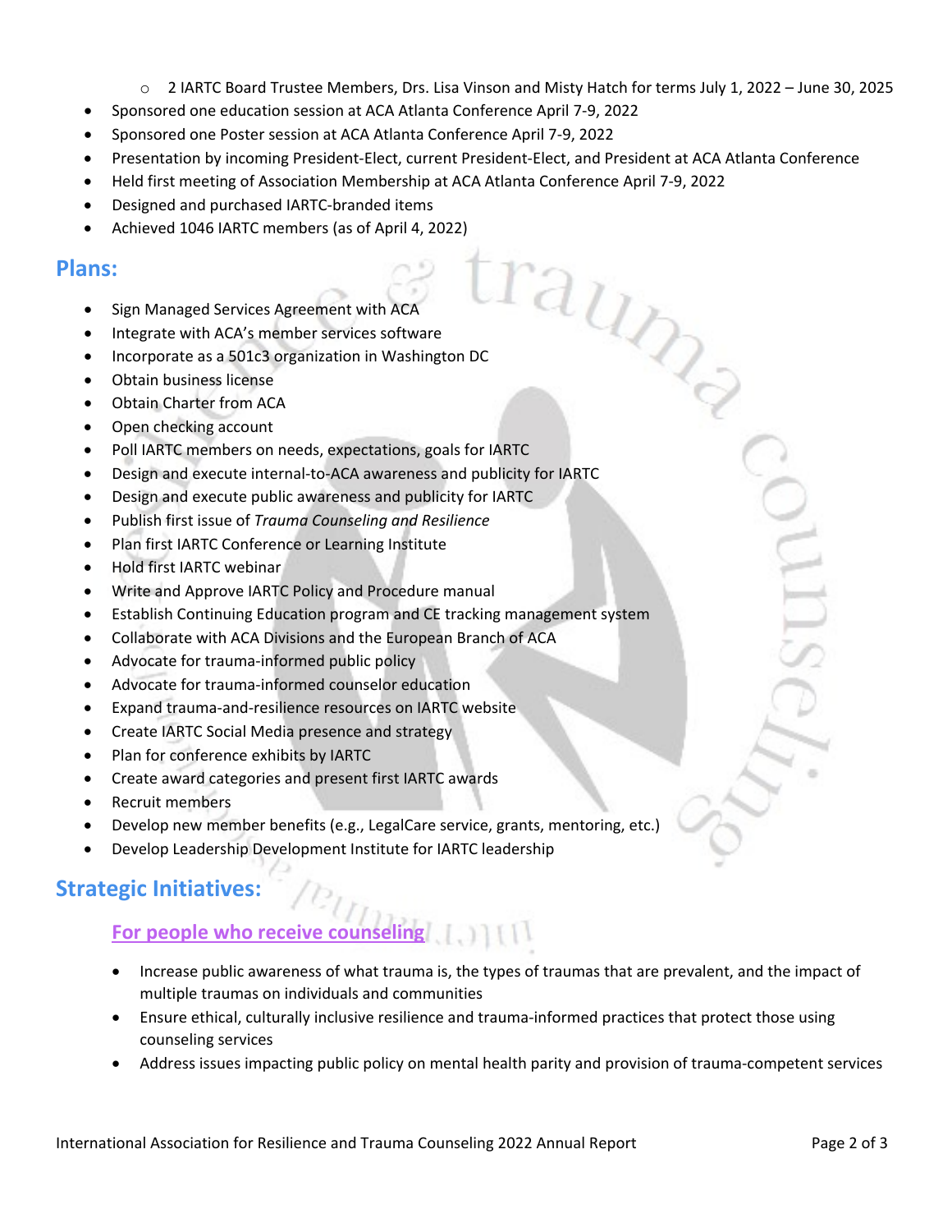- 2 IARTC Board Trustee Members, Drs. Lisa Vinson and Misty Hatch for terms July 1, 2022 – June 30, 2025
- Sponsored one education session at ACA Atlanta Conference April 7-9, 2022
- Sponsored one Poster session at ACA Atlanta Conference April 7-9, 2022
- Presentation by incoming President-Elect, current President-Elect, and President at ACA Atlanta Conference
- Held first meeting of Association Membership at ACA Atlanta Conference April 7-9, 2022
- Designed and purchased IARTC-branded items
- Achieved 1046 IARTC members (as of April 4, 2022)

## Plans:

- Sign Managed Services Agreement with ACA
- Integrate with ACA's member services software
- Incorporate as a 501c3 organization in Washington DC
- Obtain business license
- Obtain Charter from ACA
- Open checking account
- Poll IARTC members on needs, expectations, goals for IARTC
- Design and execute internal-to-ACA awareness and publicity for IARTC
- Design and execute public awareness and publicity for IARTC
- Publish first issue of *Trauma Counseling and Resilience*
- Plan first IARTC Conference or Learning Institute
- Hold first IARTC webinar
- Write and Approve IARTC Policy and Procedure manual
- Establish Continuing Education program and CE tracking management system
- Collaborate with ACA Divisions and the European Branch of ACA
- Advocate for trauma-informed public policy
- Advocate for trauma-informed counselor education
- Expand trauma-and-resilience resources on IARTC website
- Create IARTC Social Media presence and strategy
- Plan for conference exhibits by IARTC
- Create award categories and present first IARTC awards
- Recruit members
- Develop new member benefits (e.g., LegalCare service, grants, mentoring, etc.)
- Develop Leadership Development Institute for IARTC leadership

## Strategic Initiatives:

### For people who receive counseling

- Increase public awareness of what trauma is, the types of traumas that are prevalent, and the impact of multiple traumas on individuals and communities
- Ensure ethical, culturally inclusive resilience and trauma-informed practices that protect those using counseling services
- Address issues impacting public policy on mental health parity and provision of trauma-competent services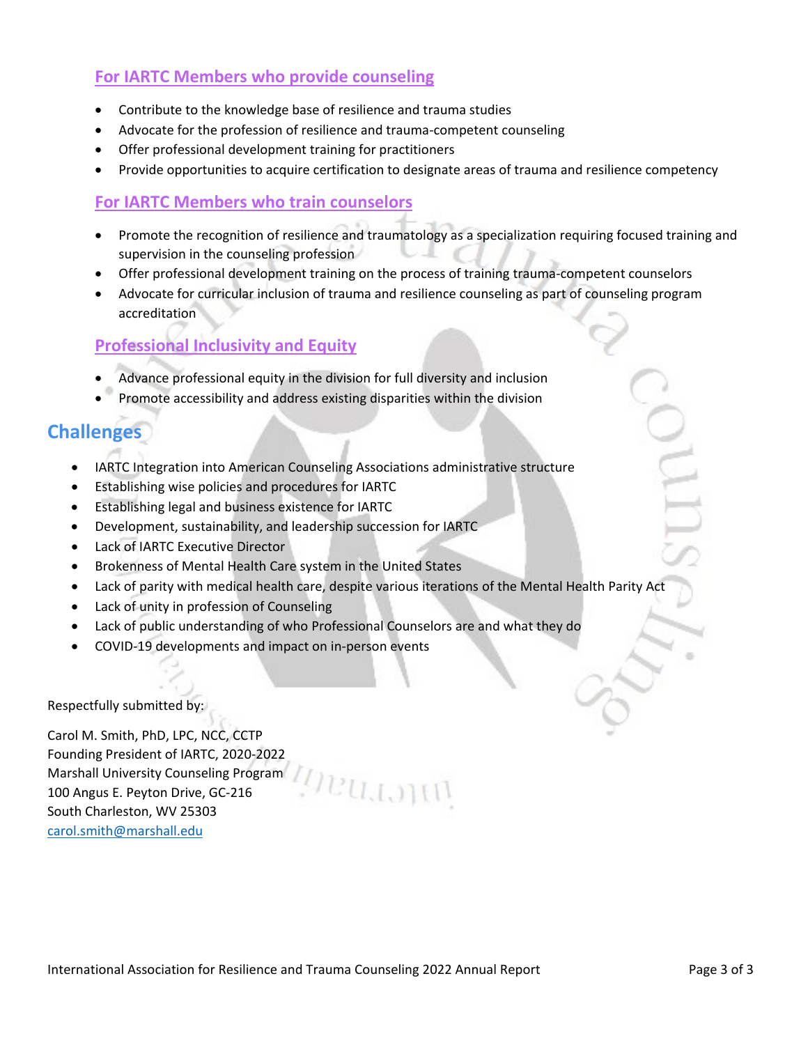### For IARTC Members who provide counseling

- Contribute to the knowledge base of resilience and trauma studies
- Advocate for the profession of resilience and trauma-competent counseling
- Offer professional development training for practitioners
- Provide opportunities to acquire certification to designate areas of trauma and resilience competency

### For IARTC Members who train counselors

- Promote the recognition of resilience and traumatology as a specialization requiring focused training and supervision in the counseling profession
- Offer professional development training on the process of training trauma-competent counselors
- Advocate for curricular inclusion of trauma and resilience counseling as part of counseling program accreditation

### Professional Inclusivity and Equity

- Advance professional equity in the division for full diversity and inclusion
- Promote accessibility and address existing disparities within the division

## Challenges

- IARTC Integration into American Counseling Associations administrative structure
- Establishing wise policies and procedures for IARTC
- Establishing legal and business existence for IARTC
- Development, sustainability, and leadership succession for IARTC
- Lack of IARTC Executive Director
- Brokenness of Mental Health Care system in the United States
- Lack of parity with medical health care, despite various iterations of the Mental Health Parity Act
- Lack of unity in profession of Counseling
- Lack of public understanding of who Professional Counselors are and what they do
- COVID-19 developments and impact on in-person events

Respectfully submitted by:

Carol M. Smith, PhD, LPC, NCC, CCTP
Founding President of IARTC, 2020-2022
Marshall University Counseling Program
100 Angus E. Peyton Drive, GC-216
South Charleston, WV 25303
carol.smith@marshall.edu